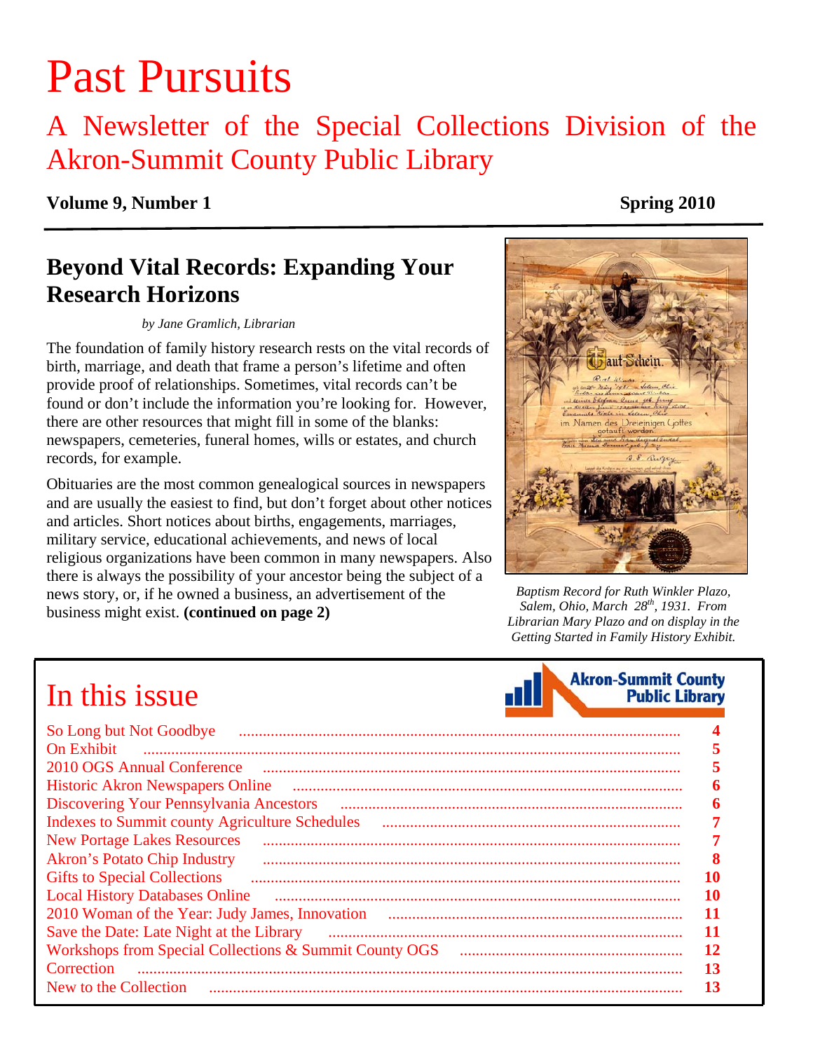# Past Pursuits

## A Newsletter of the Special Collections Division of the Akron-Summit County Public Library

**Volume 9, Number 1** **Spring 2010**

## Beyond Vital Records: Expanding Your Research Horizons

*by Jane Gramlich, Librarian*

The foundation of family history research rests on the vital records of birth, marriage, and death that frame a person's lifetime and often provide proof of relationships. Sometimes, vital records can't be found or don't include the information you're looking for. However, there are other resources that might fill in some of the blanks: newspapers, cemeteries, funeral homes, wills or estates, and church records, for example.

Obituaries are the most common genealogical sources in newspapers and are usually the easiest to find, but don't forget about other notices and articles. Short notices about births, engagements, marriages, military service, educational achievements, and news of local religious organizations have been common in many newspapers. Also there is always the possibility of your ancestor being the subject of a news story, or, if he owned a business, an advertisement of the business might exist. **(continued on page 2)**

*Baptism Record for Ruth Winkler Plazo, Salem, Ohio, March 28th, 1931. From Librarian Mary Plazo and on display in the Getting Started in Family History Exhibit.*

## In this issue

| | |
|---|---|
| So Long but Not Goodbye | 4 |
| On Exhibit | 5 |
| 2010 OGS Annual Conference | 5 |
| Historic Akron Newspapers Online | 6 |
| Discovering Your Pennsylvania Ancestors | 6 |
| Indexes to Summit county Agriculture Schedules | 7 |
| New Portage Lakes Resources | 7 |
| Akron's Potato Chip Industry | 8 |
| Gifts to Special Collections | 10 |
| Local History Databases Online | 10 |
| 2010 Woman of the Year: Judy James, Innovation | 11 |
| Save the Date: Late Night at the Library | 11 |
| Workshops from Special Collections & Summit County OGS | 12 |
| Correction | 13 |
| New to the Collection | 13 |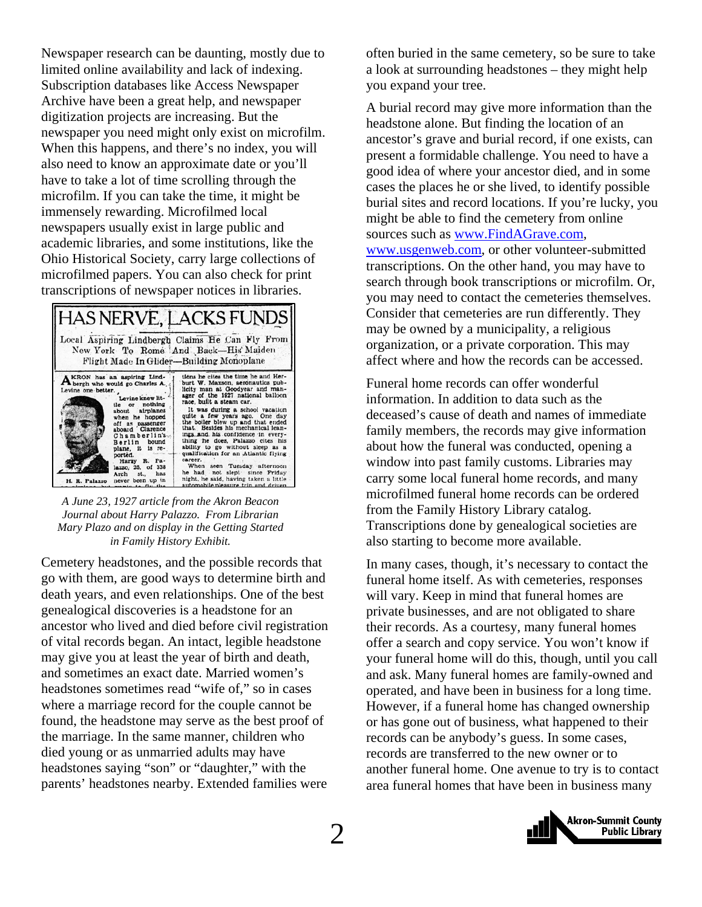Newspaper research can be daunting, mostly due to limited online availability and lack of indexing. Subscription databases like Access Newspaper Archive have been a great help, and newspaper digitization projects are increasing. But the newspaper you need might only exist on microfilm. When this happens, and there's no index, you will also need to know an approximate date or you'll have to take a lot of time scrolling through the microfilm. If you can take the time, it might be immensely rewarding. Microfilmed local newspapers usually exist in large public and academic libraries, and some institutions, like the Ohio Historical Society, carry large collections of microfilmed papers. You can also check for print transcriptions of newspaper notices in libraries.

**HAS NERVE, LACKS FUNDS**

Local Aspiring Lindbergh Claims He Can Fly From New York To Rome And Back—His Maiden Flight Made In Glider—Building Monoplane

AKRON has an aspiring Lindbergh who would go Charles A. Levine one better. Levine knew little or nothing about airplanes when he hopped off as passenger aboard Clarence Chamberlin's Berlin bound plane, it is reported. Harry R. Palazzo, 25, of 338 Arch st., has never been up in

H. R. Palazzo

tions he cites the time he and Herburt W. Maxson, aeronautics publicity man at Goodyear and manager of the 1927 national balloon race, built a steam car.

It was during a school vacation quite a few years ago. One day the boiler blew up and that ended that. Besides his mechanical leanings and his confidence in everything he does, Palazzo cites his ability to go without sleep as a qualification for an Atlantic flying career.

When seen Tuesday afternoon he had not slept since Friday night, he said, having taken a little automobile pleasure trip and driven

*A June 23, 1927 article from the Akron Beacon Journal about Harry Palazzo. From Librarian Mary Plazo and on display in the Getting Started in Family History Exhibit.*

Cemetery headstones, and the possible records that go with them, are good ways to determine birth and death years, and even relationships. One of the best genealogical discoveries is a headstone for an ancestor who lived and died before civil registration of vital records began. An intact, legible headstone may give you at least the year of birth and death, and sometimes an exact date. Married women's headstones sometimes read "wife of," so in cases where a marriage record for the couple cannot be found, the headstone may serve as the best proof of the marriage. In the same manner, children who died young or as unmarried adults may have headstones saying "son" or "daughter," with the parents' headstones nearby. Extended families were often buried in the same cemetery, so be sure to take a look at surrounding headstones – they might help you expand your tree.

A burial record may give more information than the headstone alone. But finding the location of an ancestor's grave and burial record, if one exists, can present a formidable challenge. You need to have a good idea of where your ancestor died, and in some cases the places he or she lived, to identify possible burial sites and record locations. If you're lucky, you might be able to find the cemetery from online sources such as www.FindAGrave.com, www.usgenweb.com, or other volunteer-submitted transcriptions. On the other hand, you may have to search through book transcriptions or microfilm. Or, you may need to contact the cemeteries themselves. Consider that cemeteries are run differently. They may be owned by a municipality, a religious organization, or a private corporation. This may affect where and how the records can be accessed.

Funeral home records can offer wonderful information. In addition to data such as the deceased's cause of death and names of immediate family members, the records may give information about how the funeral was conducted, opening a window into past family customs. Libraries may carry some local funeral home records, and many microfilmed funeral home records can be ordered from the Family History Library catalog. Transcriptions done by genealogical societies are also starting to become more available.

In many cases, though, it's necessary to contact the funeral home itself. As with cemeteries, responses will vary. Keep in mind that funeral homes are private businesses, and are not obligated to share their records. As a courtesy, many funeral homes offer a search and copy service. You won't know if your funeral home will do this, though, until you call and ask. Many funeral homes are family-owned and operated, and have been in business for a long time. However, if a funeral home has changed ownership or has gone out of business, what happened to their records can be anybody's guess. In some cases, records are transferred to the new owner or to another funeral home. One avenue to try is to contact area funeral homes that have been in business many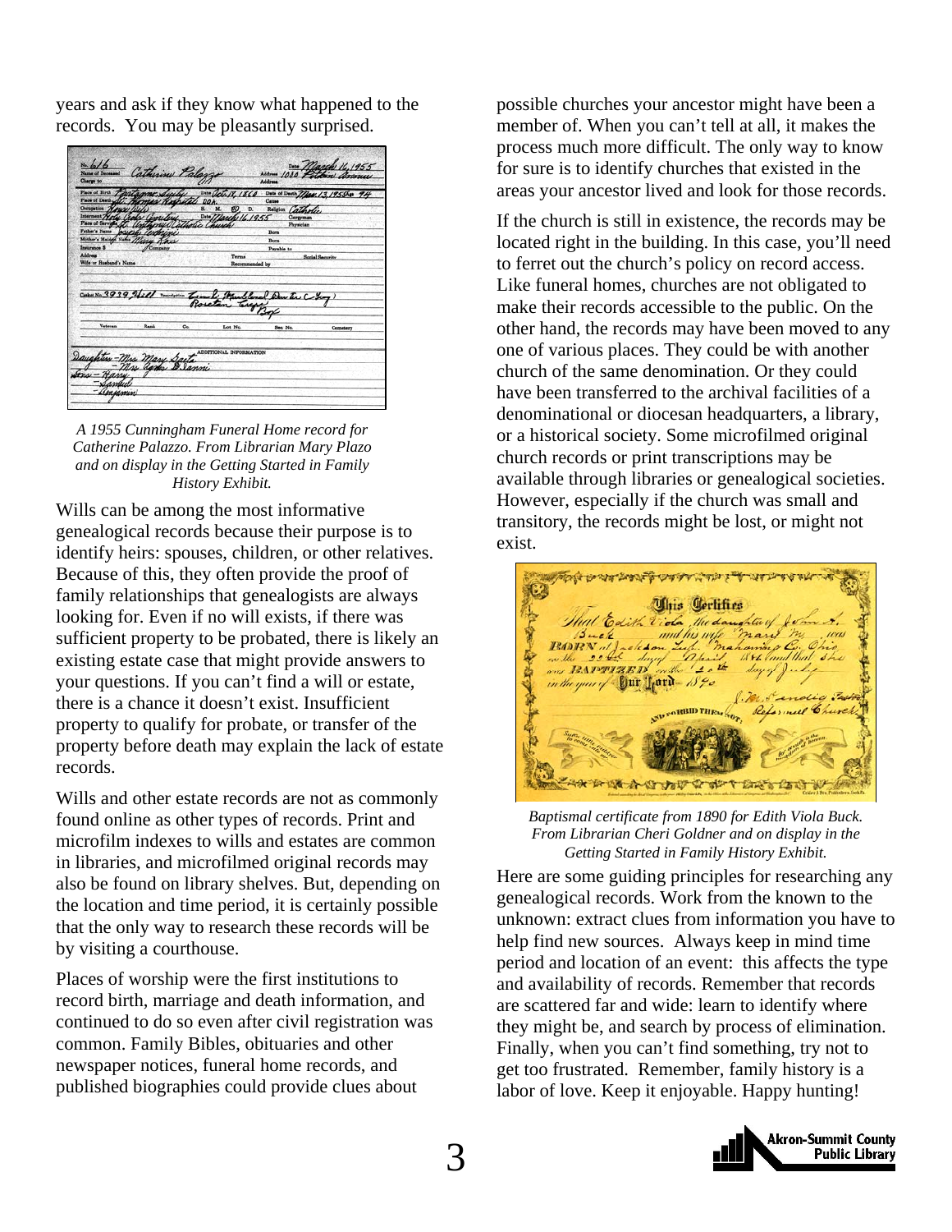years and ask if they know what happened to the records. You may be pleasantly surprised.

*A 1955 Cunningham Funeral Home record for Catherine Palazzo. From Librarian Mary Plazo and on display in the Getting Started in Family History Exhibit.*

Wills can be among the most informative genealogical records because their purpose is to identify heirs: spouses, children, or other relatives. Because of this, they often provide the proof of family relationships that genealogists are always looking for. Even if no will exists, if there was sufficient property to be probated, there is likely an existing estate case that might provide answers to your questions. If you can't find a will or estate, there is a chance it doesn't exist. Insufficient property to qualify for probate, or transfer of the property before death may explain the lack of estate records.

Wills and other estate records are not as commonly found online as other types of records. Print and microfilm indexes to wills and estates are common in libraries, and microfilmed original records may also be found on library shelves. But, depending on the location and time period, it is certainly possible that the only way to research these records will be by visiting a courthouse.

Places of worship were the first institutions to record birth, marriage and death information, and continued to do so even after civil registration was common. Family Bibles, obituaries and other newspaper notices, funeral home records, and published biographies could provide clues about possible churches your ancestor might have been a member of. When you can't tell at all, it makes the process much more difficult. The only way to know for sure is to identify churches that existed in the areas your ancestor lived and look for those records.

If the church is still in existence, the records may be located right in the building. In this case, you'll need to ferret out the church's policy on record access. Like funeral homes, churches are not obligated to make their records accessible to the public. On the other hand, the records may have been moved to any one of various places. They could be with another church of the same denomination. Or they could have been transferred to the archival facilities of a denominational or diocesan headquarters, a library, or a historical society. Some microfilmed original church records or print transcriptions may be available through libraries or genealogical societies. However, especially if the church was small and transitory, the records might be lost, or might not exist.

*Baptismal certificate from 1890 for Edith Viola Buck. From Librarian Cheri Goldner and on display in the Getting Started in Family History Exhibit.*

Here are some guiding principles for researching any genealogical records. Work from the known to the unknown: extract clues from information you have to help find new sources. Always keep in mind time period and location of an event: this affects the type and availability of records. Remember that records are scattered far and wide: learn to identify where they might be, and search by process of elimination. Finally, when you can't find something, try not to get too frustrated. Remember, family history is a labor of love. Keep it enjoyable. Happy hunting!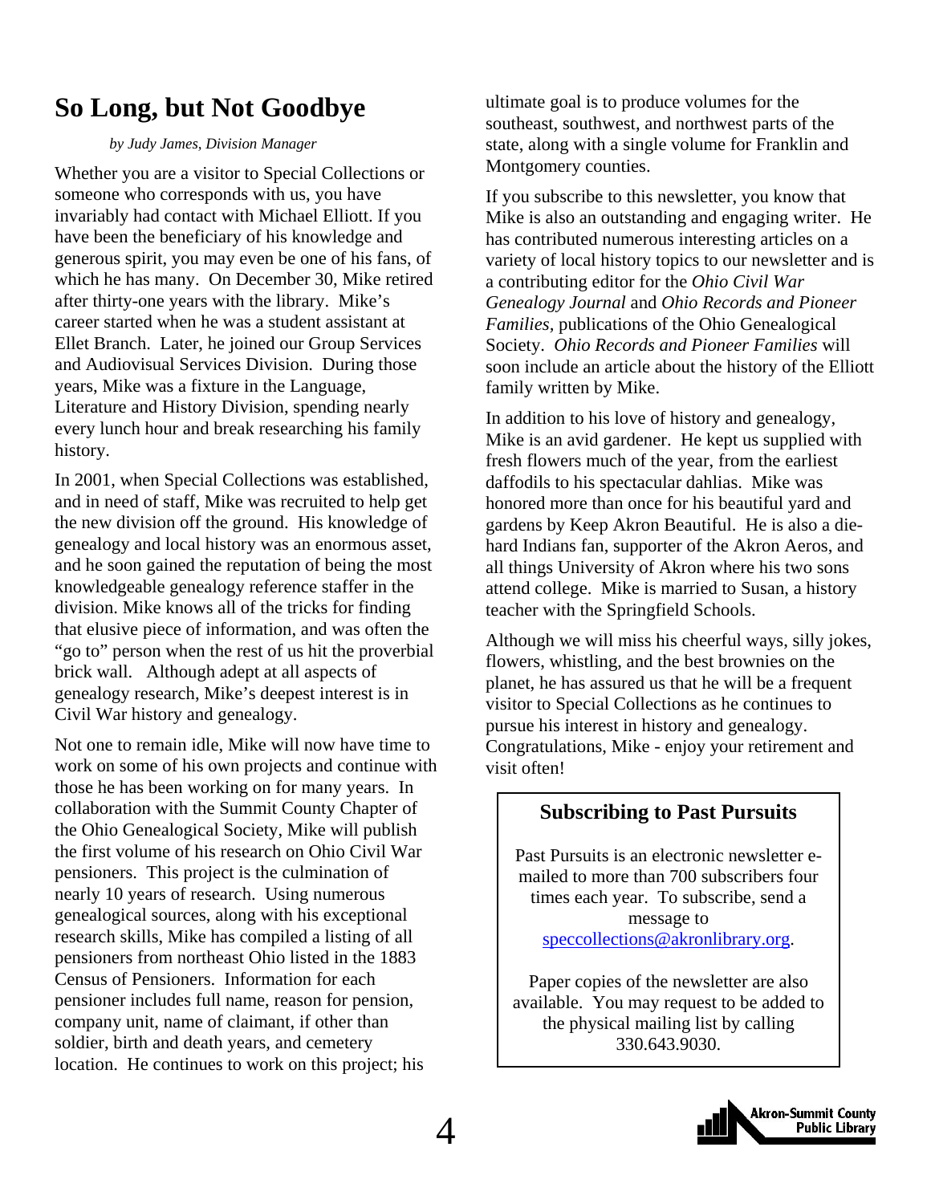# So Long, but Not Goodbye

*by Judy James, Division Manager*

Whether you are a visitor to Special Collections or someone who corresponds with us, you have invariably had contact with Michael Elliott. If you have been the beneficiary of his knowledge and generous spirit, you may even be one of his fans, of which he has many. On December 30, Mike retired after thirty-one years with the library. Mike's career started when he was a student assistant at Ellet Branch. Later, he joined our Group Services and Audiovisual Services Division. During those years, Mike was a fixture in the Language, Literature and History Division, spending nearly every lunch hour and break researching his family history.

In 2001, when Special Collections was established, and in need of staff, Mike was recruited to help get the new division off the ground. His knowledge of genealogy and local history was an enormous asset, and he soon gained the reputation of being the most knowledgeable genealogy reference staffer in the division. Mike knows all of the tricks for finding that elusive piece of information, and was often the "go to" person when the rest of us hit the proverbial brick wall. Although adept at all aspects of genealogy research, Mike's deepest interest is in Civil War history and genealogy.

Not one to remain idle, Mike will now have time to work on some of his own projects and continue with those he has been working on for many years. In collaboration with the Summit County Chapter of the Ohio Genealogical Society, Mike will publish the first volume of his research on Ohio Civil War pensioners. This project is the culmination of nearly 10 years of research. Using numerous genealogical sources, along with his exceptional research skills, Mike has compiled a listing of all pensioners from northeast Ohio listed in the 1883 Census of Pensioners. Information for each pensioner includes full name, reason for pension, company unit, name of claimant, if other than soldier, birth and death years, and cemetery location. He continues to work on this project; his ultimate goal is to produce volumes for the southeast, southwest, and northwest parts of the state, along with a single volume for Franklin and Montgomery counties.

If you subscribe to this newsletter, you know that Mike is also an outstanding and engaging writer. He has contributed numerous interesting articles on a variety of local history topics to our newsletter and is a contributing editor for the *Ohio Civil War Genealogy Journal* and *Ohio Records and Pioneer Families*, publications of the Ohio Genealogical Society. *Ohio Records and Pioneer Families* will soon include an article about the history of the Elliott family written by Mike.

In addition to his love of history and genealogy, Mike is an avid gardener. He kept us supplied with fresh flowers much of the year, from the earliest daffodils to his spectacular dahlias. Mike was honored more than once for his beautiful yard and gardens by Keep Akron Beautiful. He is also a die-hard Indians fan, supporter of the Akron Aeros, and all things University of Akron where his two sons attend college. Mike is married to Susan, a history teacher with the Springfield Schools.

Although we will miss his cheerful ways, silly jokes, flowers, whistling, and the best brownies on the planet, he has assured us that he will be a frequent visitor to Special Collections as he continues to pursue his interest in history and genealogy. Congratulations, Mike - enjoy your retirement and visit often!

## Subscribing to Past Pursuits

Past Pursuits is an electronic newsletter e-mailed to more than 700 subscribers four times each year. To subscribe, send a message to speccollections@akronlibrary.org.

Paper copies of the newsletter are also available. You may request to be added to the physical mailing list by calling 330.643.9030.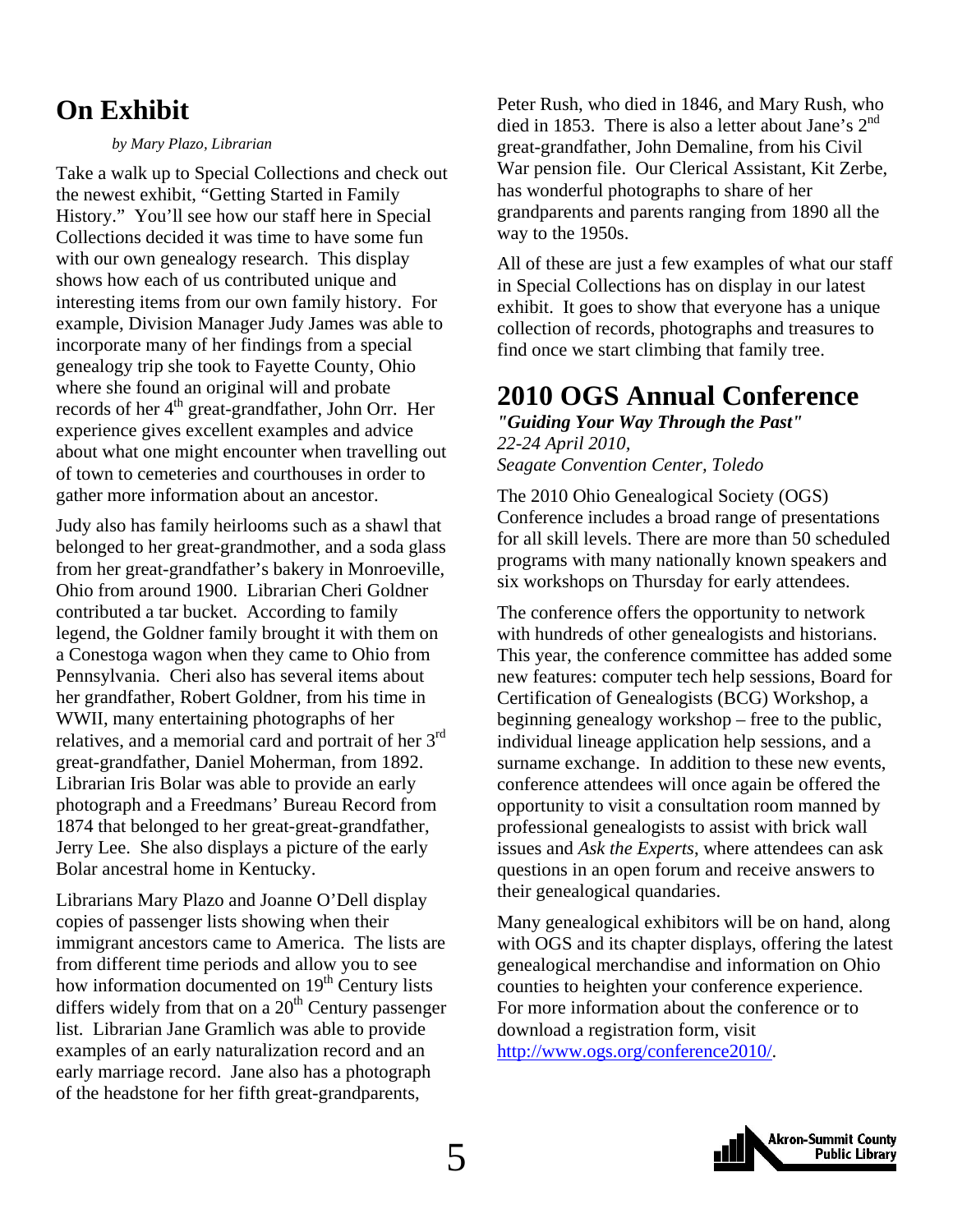## On Exhibit

*by Mary Plazo, Librarian*

Take a walk up to Special Collections and check out the newest exhibit, "Getting Started in Family History." You'll see how our staff here in Special Collections decided it was time to have some fun with our own genealogy research. This display shows how each of us contributed unique and interesting items from our own family history. For example, Division Manager Judy James was able to incorporate many of her findings from a special genealogy trip she took to Fayette County, Ohio where she found an original will and probate records of her 4th great-grandfather, John Orr. Her experience gives excellent examples and advice about what one might encounter when travelling out of town to cemeteries and courthouses in order to gather more information about an ancestor.

Judy also has family heirlooms such as a shawl that belonged to her great-grandmother, and a soda glass from her great-grandfather's bakery in Monroeville, Ohio from around 1900. Librarian Cheri Goldner contributed a tar bucket. According to family legend, the Goldner family brought it with them on a Conestoga wagon when they came to Ohio from Pennsylvania. Cheri also has several items about her grandfather, Robert Goldner, from his time in WWII, many entertaining photographs of her relatives, and a memorial card and portrait of her 3rd great-grandfather, Daniel Moherman, from 1892. Librarian Iris Bolar was able to provide an early photograph and a Freedmans' Bureau Record from 1874 that belonged to her great-great-grandfather, Jerry Lee. She also displays a picture of the early Bolar ancestral home in Kentucky.

Librarians Mary Plazo and Joanne O'Dell display copies of passenger lists showing when their immigrant ancestors came to America. The lists are from different time periods and allow you to see how information documented on 19th Century lists differs widely from that on a 20th Century passenger list. Librarian Jane Gramlich was able to provide examples of an early naturalization record and an early marriage record. Jane also has a photograph of the headstone for her fifth great-grandparents, Peter Rush, who died in 1846, and Mary Rush, who died in 1853. There is also a letter about Jane's 2nd great-grandfather, John Demaline, from his Civil War pension file. Our Clerical Assistant, Kit Zerbe, has wonderful photographs to share of her grandparents and parents ranging from 1890 all the way to the 1950s.

All of these are just a few examples of what our staff in Special Collections has on display in our latest exhibit. It goes to show that everyone has a unique collection of records, photographs and treasures to find once we start climbing that family tree.

## 2010 OGS Annual Conference

***"Guiding Your Way Through the Past"***
*22-24 April 2010,*
*Seagate Convention Center, Toledo*

The 2010 Ohio Genealogical Society (OGS) Conference includes a broad range of presentations for all skill levels. There are more than 50 scheduled programs with many nationally known speakers and six workshops on Thursday for early attendees.

The conference offers the opportunity to network with hundreds of other genealogists and historians. This year, the conference committee has added some new features: computer tech help sessions, Board for Certification of Genealogists (BCG) Workshop, a beginning genealogy workshop – free to the public, individual lineage application help sessions, and a surname exchange. In addition to these new events, conference attendees will once again be offered the opportunity to visit a consultation room manned by professional genealogists to assist with brick wall issues and *Ask the Experts*, where attendees can ask questions in an open forum and receive answers to their genealogical quandaries.

Many genealogical exhibitors will be on hand, along with OGS and its chapter displays, offering the latest genealogical merchandise and information on Ohio counties to heighten your conference experience. For more information about the conference or to download a registration form, visit http://www.ogs.org/conference2010/.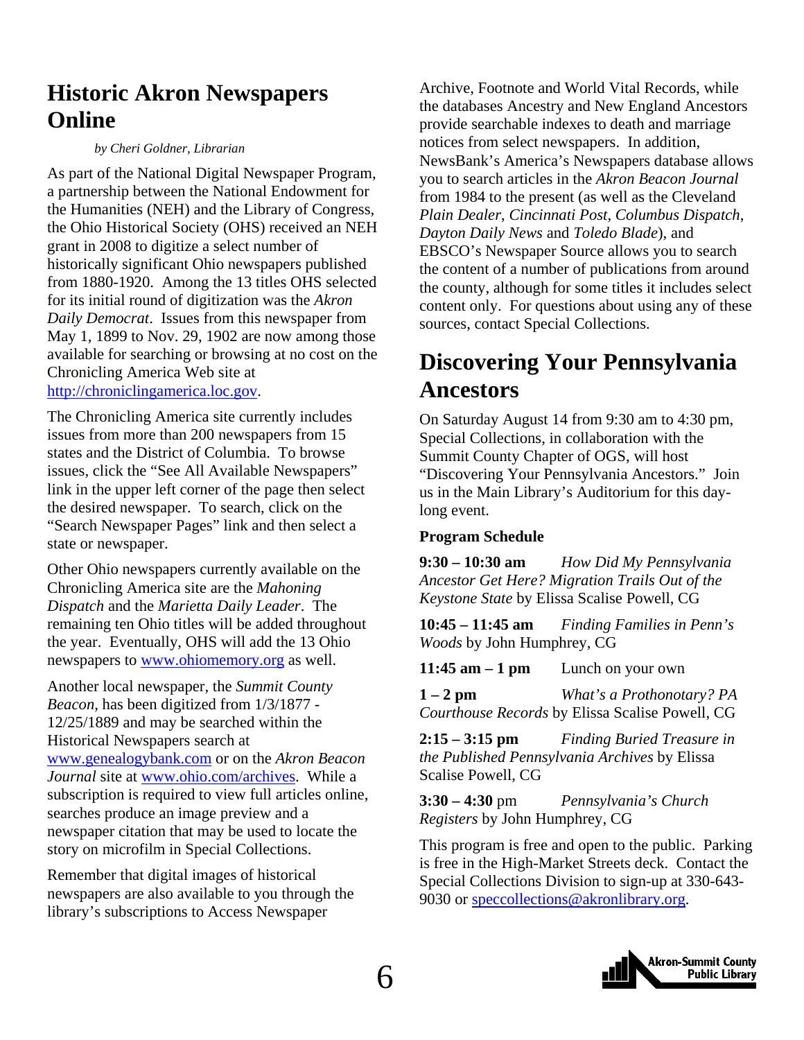# Historic Akron Newspapers Online

*by Cheri Goldner, Librarian*

As part of the National Digital Newspaper Program, a partnership between the National Endowment for the Humanities (NEH) and the Library of Congress, the Ohio Historical Society (OHS) received an NEH grant in 2008 to digitize a select number of historically significant Ohio newspapers published from 1880-1920. Among the 13 titles OHS selected for its initial round of digitization was the *Akron Daily Democrat*. Issues from this newspaper from May 1, 1899 to Nov. 29, 1902 are now among those available for searching or browsing at no cost on the Chronicling America Web site at http://chroniclingamerica.loc.gov.

The Chronicling America site currently includes issues from more than 200 newspapers from 15 states and the District of Columbia. To browse issues, click the "See All Available Newspapers" link in the upper left corner of the page then select the desired newspaper. To search, click on the "Search Newspaper Pages" link and then select a state or newspaper.

Other Ohio newspapers currently available on the Chronicling America site are the *Mahoning Dispatch* and the *Marietta Daily Leader*. The remaining ten Ohio titles will be added throughout the year. Eventually, OHS will add the 13 Ohio newspapers to www.ohiomemory.org as well.

Another local newspaper, the *Summit County Beacon*, has been digitized from 1/3/1877 - 12/25/1889 and may be searched within the Historical Newspapers search at www.genealogybank.com or on the *Akron Beacon Journal* site at www.ohio.com/archives. While a subscription is required to view full articles online, searches produce an image preview and a newspaper citation that may be used to locate the story on microfilm in Special Collections.

Remember that digital images of historical newspapers are also available to you through the library's subscriptions to Access Newspaper Archive, Footnote and World Vital Records, while the databases Ancestry and New England Ancestors provide searchable indexes to death and marriage notices from select newspapers. In addition, NewsBank's America's Newspapers database allows you to search articles in the *Akron Beacon Journal* from 1984 to the present (as well as the Cleveland *Plain Dealer*, *Cincinnati Post*, *Columbus Dispatch*, *Dayton Daily News* and *Toledo Blade*), and EBSCO's Newspaper Source allows you to search the content of a number of publications from around the county, although for some titles it includes select content only. For questions about using any of these sources, contact Special Collections.

# Discovering Your Pennsylvania Ancestors

On Saturday August 14 from 9:30 am to 4:30 pm, Special Collections, in collaboration with the Summit County Chapter of OGS, will host "Discovering Your Pennsylvania Ancestors." Join us in the Main Library's Auditorium for this day-long event.

**Program Schedule**

**9:30 – 10:30 am** *How Did My Pennsylvania Ancestor Get Here? Migration Trails Out of the Keystone State* by Elissa Scalise Powell, CG

**10:45 – 11:45 am** *Finding Families in Penn's Woods* by John Humphrey, CG

**11:45 am – 1 pm** Lunch on your own

**1 – 2 pm** *What's a Prothonotary? PA Courthouse Records* by Elissa Scalise Powell, CG

**2:15 – 3:15 pm** *Finding Buried Treasure in the Published Pennsylvania Archives* by Elissa Scalise Powell, CG

**3:30 – 4:30** pm *Pennsylvania's Church Registers* by John Humphrey, CG

This program is free and open to the public. Parking is free in the High-Market Streets deck. Contact the Special Collections Division to sign-up at 330-643-9030 or speccollections@akronlibrary.org.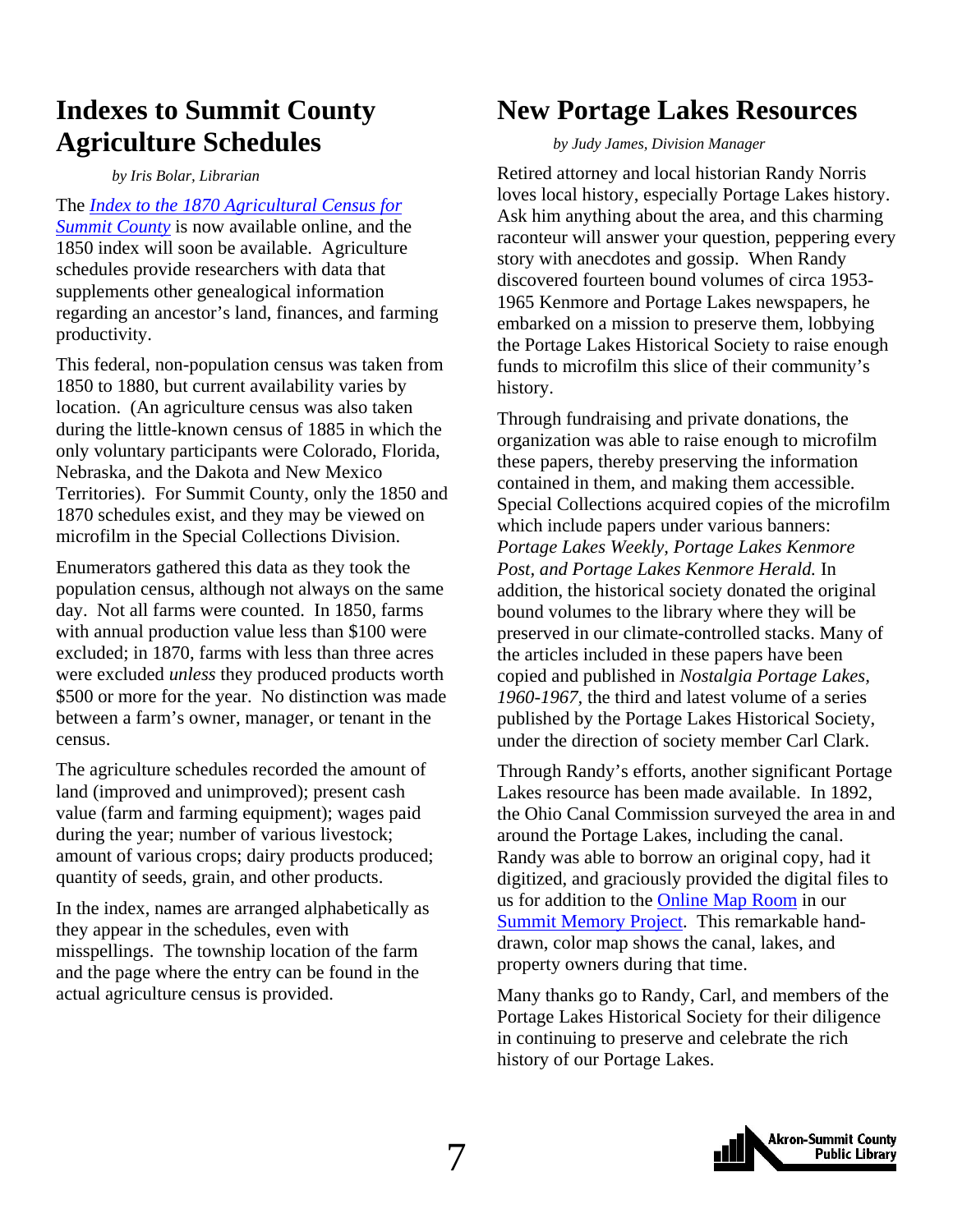## Indexes to Summit County Agriculture Schedules

*by Iris Bolar, Librarian*

The *Index to the 1870 Agricultural Census for Summit County* is now available online, and the 1850 index will soon be available. Agriculture schedules provide researchers with data that supplements other genealogical information regarding an ancestor's land, finances, and farming productivity.

This federal, non-population census was taken from 1850 to 1880, but current availability varies by location. (An agriculture census was also taken during the little-known census of 1885 in which the only voluntary participants were Colorado, Florida, Nebraska, and the Dakota and New Mexico Territories). For Summit County, only the 1850 and 1870 schedules exist, and they may be viewed on microfilm in the Special Collections Division.

Enumerators gathered this data as they took the population census, although not always on the same day. Not all farms were counted. In 1850, farms with annual production value less than $100 were excluded; in 1870, farms with less than three acres were excluded *unless* they produced products worth $500 or more for the year. No distinction was made between a farm's owner, manager, or tenant in the census.

The agriculture schedules recorded the amount of land (improved and unimproved); present cash value (farm and farming equipment); wages paid during the year; number of various livestock; amount of various crops; dairy products produced; quantity of seeds, grain, and other products.

In the index, names are arranged alphabetically as they appear in the schedules, even with misspellings. The township location of the farm and the page where the entry can be found in the actual agriculture census is provided.

## New Portage Lakes Resources

*by Judy James, Division Manager*

Retired attorney and local historian Randy Norris loves local history, especially Portage Lakes history. Ask him anything about the area, and this charming raconteur will answer your question, peppering every story with anecdotes and gossip. When Randy discovered fourteen bound volumes of circa 1953-1965 Kenmore and Portage Lakes newspapers, he embarked on a mission to preserve them, lobbying the Portage Lakes Historical Society to raise enough funds to microfilm this slice of their community's history.

Through fundraising and private donations, the organization was able to raise enough to microfilm these papers, thereby preserving the information contained in them, and making them accessible. Special Collections acquired copies of the microfilm which include papers under various banners: *Portage Lakes Weekly, Portage Lakes Kenmore Post, and Portage Lakes Kenmore Herald.* In addition, the historical society donated the original bound volumes to the library where they will be preserved in our climate-controlled stacks. Many of the articles included in these papers have been copied and published in *Nostalgia Portage Lakes, 1960-1967,* the third and latest volume of a series published by the Portage Lakes Historical Society, under the direction of society member Carl Clark.

Through Randy's efforts, another significant Portage Lakes resource has been made available. In 1892, the Ohio Canal Commission surveyed the area in and around the Portage Lakes, including the canal. Randy was able to borrow an original copy, had it digitized, and graciously provided the digital files to us for addition to the Online Map Room in our Summit Memory Project. This remarkable hand-drawn, color map shows the canal, lakes, and property owners during that time.

Many thanks go to Randy, Carl, and members of the Portage Lakes Historical Society for their diligence in continuing to preserve and celebrate the rich history of our Portage Lakes.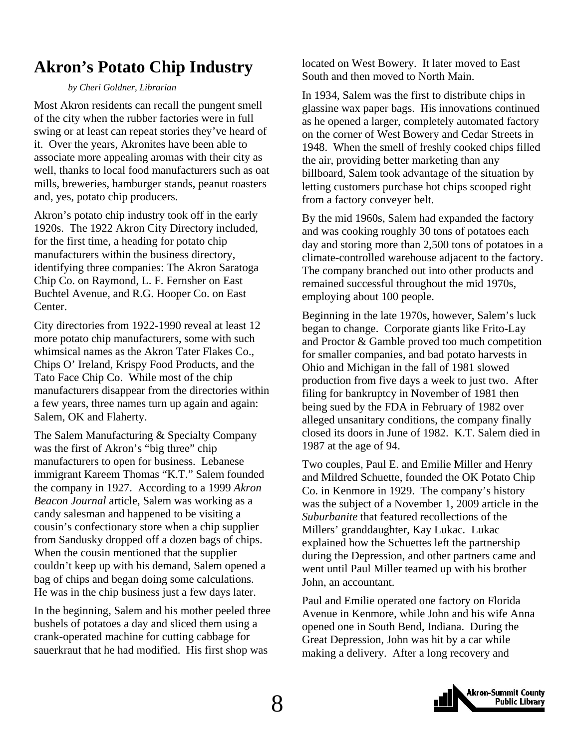# Akron's Potato Chip Industry

*by Cheri Goldner, Librarian*

Most Akron residents can recall the pungent smell of the city when the rubber factories were in full swing or at least can repeat stories they've heard of it. Over the years, Akronites have been able to associate more appealing aromas with their city as well, thanks to local food manufacturers such as oat mills, breweries, hamburger stands, peanut roasters and, yes, potato chip producers.

Akron's potato chip industry took off in the early 1920s. The 1922 Akron City Directory included, for the first time, a heading for potato chip manufacturers within the business directory, identifying three companies: The Akron Saratoga Chip Co. on Raymond, L. F. Fernsher on East Buchtel Avenue, and R.G. Hooper Co. on East Center.

City directories from 1922-1990 reveal at least 12 more potato chip manufacturers, some with such whimsical names as the Akron Tater Flakes Co., Chips O' Ireland, Krispy Food Products, and the Tato Face Chip Co. While most of the chip manufacturers disappear from the directories within a few years, three names turn up again and again: Salem, OK and Flaherty.

The Salem Manufacturing & Specialty Company was the first of Akron's "big three" chip manufacturers to open for business. Lebanese immigrant Kareem Thomas "K.T." Salem founded the company in 1927. According to a 1999 *Akron Beacon Journal* article, Salem was working as a candy salesman and happened to be visiting a cousin's confectionary store when a chip supplier from Sandusky dropped off a dozen bags of chips. When the cousin mentioned that the supplier couldn't keep up with his demand, Salem opened a bag of chips and began doing some calculations. He was in the chip business just a few days later.

In the beginning, Salem and his mother peeled three bushels of potatoes a day and sliced them using a crank-operated machine for cutting cabbage for sauerkraut that he had modified. His first shop was located on West Bowery. It later moved to East South and then moved to North Main.

In 1934, Salem was the first to distribute chips in glassine wax paper bags. His innovations continued as he opened a larger, completely automated factory on the corner of West Bowery and Cedar Streets in 1948. When the smell of freshly cooked chips filled the air, providing better marketing than any billboard, Salem took advantage of the situation by letting customers purchase hot chips scooped right from a factory conveyer belt.

By the mid 1960s, Salem had expanded the factory and was cooking roughly 30 tons of potatoes each day and storing more than 2,500 tons of potatoes in a climate-controlled warehouse adjacent to the factory. The company branched out into other products and remained successful throughout the mid 1970s, employing about 100 people.

Beginning in the late 1970s, however, Salem's luck began to change. Corporate giants like Frito-Lay and Proctor & Gamble proved too much competition for smaller companies, and bad potato harvests in Ohio and Michigan in the fall of 1981 slowed production from five days a week to just two. After filing for bankruptcy in November of 1981 then being sued by the FDA in February of 1982 over alleged unsanitary conditions, the company finally closed its doors in June of 1982. K.T. Salem died in 1987 at the age of 94.

Two couples, Paul E. and Emilie Miller and Henry and Mildred Schuette, founded the OK Potato Chip Co. in Kenmore in 1929. The company's history was the subject of a November 1, 2009 article in the *Suburbanite* that featured recollections of the Millers' granddaughter, Kay Lukac. Lukac explained how the Schuettes left the partnership during the Depression, and other partners came and went until Paul Miller teamed up with his brother John, an accountant.

Paul and Emilie operated one factory on Florida Avenue in Kenmore, while John and his wife Anna opened one in South Bend, Indiana. During the Great Depression, John was hit by a car while making a delivery. After a long recovery and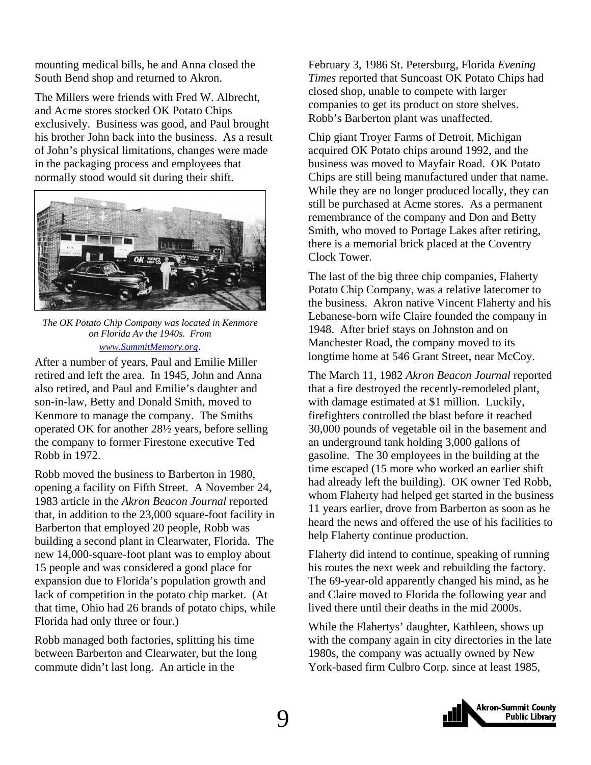mounting medical bills, he and Anna closed the South Bend shop and returned to Akron.

The Millers were friends with Fred W. Albrecht, and Acme stores stocked OK Potato Chips exclusively. Business was good, and Paul brought his brother John back into the business. As a result of John's physical limitations, changes were made in the packaging process and employees that normally stood would sit during their shift.

*The OK Potato Chip Company was located in Kenmore on Florida Av the 1940s. From www.SummitMemory.org.*

After a number of years, Paul and Emilie Miller retired and left the area. In 1945, John and Anna also retired, and Paul and Emilie's daughter and son-in-law, Betty and Donald Smith, moved to Kenmore to manage the company. The Smiths operated OK for another 28½ years, before selling the company to former Firestone executive Ted Robb in 1972.

Robb moved the business to Barberton in 1980, opening a facility on Fifth Street. A November 24, 1983 article in the *Akron Beacon Journal* reported that, in addition to the 23,000 square-foot facility in Barberton that employed 20 people, Robb was building a second plant in Clearwater, Florida. The new 14,000-square-foot plant was to employ about 15 people and was considered a good place for expansion due to Florida's population growth and lack of competition in the potato chip market. (At that time, Ohio had 26 brands of potato chips, while Florida had only three or four.)

Robb managed both factories, splitting his time between Barberton and Clearwater, but the long commute didn't last long. An article in the February 3, 1986 St. Petersburg, Florida *Evening Times* reported that Suncoast OK Potato Chips had closed shop, unable to compete with larger companies to get its product on store shelves. Robb's Barberton plant was unaffected.

Chip giant Troyer Farms of Detroit, Michigan acquired OK Potato chips around 1992, and the business was moved to Mayfair Road. OK Potato Chips are still being manufactured under that name. While they are no longer produced locally, they can still be purchased at Acme stores. As a permanent remembrance of the company and Don and Betty Smith, who moved to Portage Lakes after retiring, there is a memorial brick placed at the Coventry Clock Tower.

The last of the big three chip companies, Flaherty Potato Chip Company, was a relative latecomer to the business. Akron native Vincent Flaherty and his Lebanese-born wife Claire founded the company in 1948. After brief stays on Johnston and on Manchester Road, the company moved to its longtime home at 546 Grant Street, near McCoy.

The March 11, 1982 *Akron Beacon Journal* reported that a fire destroyed the recently-remodeled plant, with damage estimated at $1 million. Luckily, firefighters controlled the blast before it reached 30,000 pounds of vegetable oil in the basement and an underground tank holding 3,000 gallons of gasoline. The 30 employees in the building at the time escaped (15 more who worked an earlier shift had already left the building). OK owner Ted Robb, whom Flaherty had helped get started in the business 11 years earlier, drove from Barberton as soon as he heard the news and offered the use of his facilities to help Flaherty continue production.

Flaherty did intend to continue, speaking of running his routes the next week and rebuilding the factory. The 69-year-old apparently changed his mind, as he and Claire moved to Florida the following year and lived there until their deaths in the mid 2000s.

While the Flahertys' daughter, Kathleen, shows up with the company again in city directories in the late 1980s, the company was actually owned by New York-based firm Culbro Corp. since at least 1985,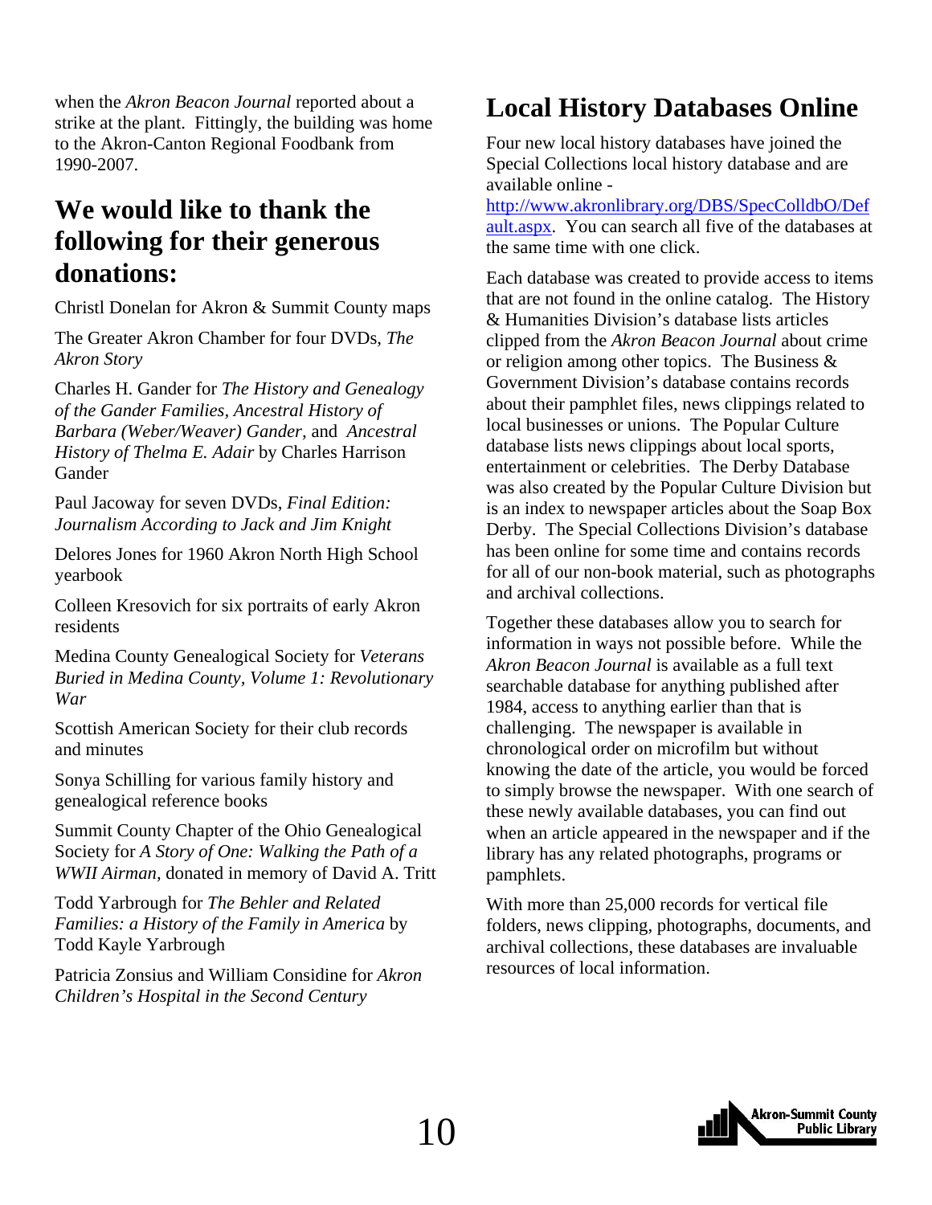when the *Akron Beacon Journal* reported about a strike at the plant. Fittingly, the building was home to the Akron-Canton Regional Foodbank from 1990-2007.

## We would like to thank the following for their generous donations:

Christl Donelan for Akron & Summit County maps

The Greater Akron Chamber for four DVDs, *The Akron Story*

Charles H. Gander for *The History and Genealogy of the Gander Families*, *Ancestral History of Barbara (Weber/Weaver) Gander*, and *Ancestral History of Thelma E. Adair* by Charles Harrison Gander

Paul Jacoway for seven DVDs, *Final Edition: Journalism According to Jack and Jim Knight*

Delores Jones for 1960 Akron North High School yearbook

Colleen Kresovich for six portraits of early Akron residents

Medina County Genealogical Society for *Veterans Buried in Medina County, Volume 1: Revolutionary War*

Scottish American Society for their club records and minutes

Sonya Schilling for various family history and genealogical reference books

Summit County Chapter of the Ohio Genealogical Society for *A Story of One: Walking the Path of a WWII Airman,* donated in memory of David A. Tritt

Todd Yarbrough for *The Behler and Related Families: a History of the Family in America* by Todd Kayle Yarbrough

Patricia Zonsius and William Considine for *Akron Children's Hospital in the Second Century*

## Local History Databases Online

Four new local history databases have joined the Special Collections local history database and are available online - http://www.akronlibrary.org/DBS/SpecColldbO/Default.aspx. You can search all five of the databases at the same time with one click.

Each database was created to provide access to items that are not found in the online catalog. The History & Humanities Division's database lists articles clipped from the *Akron Beacon Journal* about crime or religion among other topics. The Business & Government Division's database contains records about their pamphlet files, news clippings related to local businesses or unions. The Popular Culture database lists news clippings about local sports, entertainment or celebrities. The Derby Database was also created by the Popular Culture Division but is an index to newspaper articles about the Soap Box Derby. The Special Collections Division's database has been online for some time and contains records for all of our non-book material, such as photographs and archival collections.

Together these databases allow you to search for information in ways not possible before. While the *Akron Beacon Journal* is available as a full text searchable database for anything published after 1984, access to anything earlier than that is challenging. The newspaper is available in chronological order on microfilm but without knowing the date of the article, you would be forced to simply browse the newspaper. With one search of these newly available databases, you can find out when an article appeared in the newspaper and if the library has any related photographs, programs or pamphlets.

With more than 25,000 records for vertical file folders, news clipping, photographs, documents, and archival collections, these databases are invaluable resources of local information.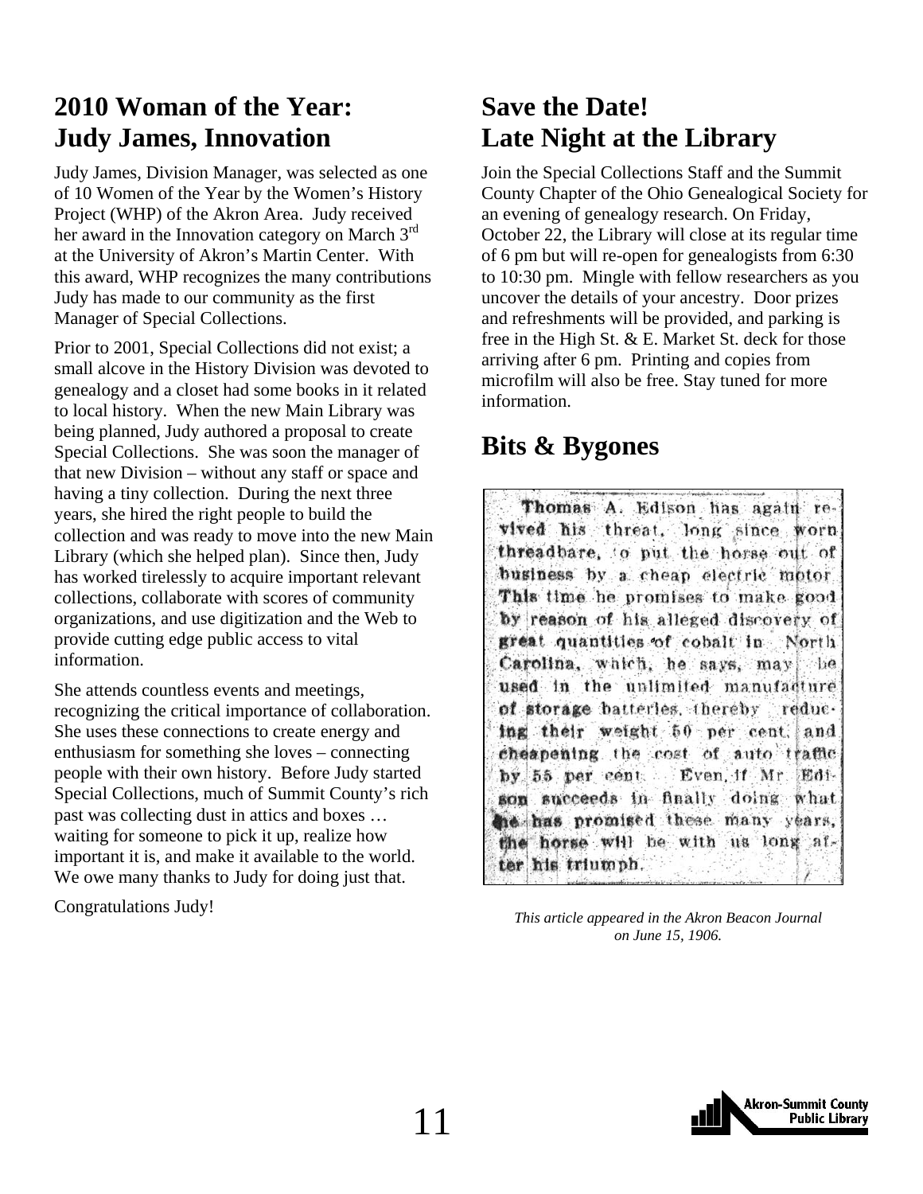## 2010 Woman of the Year: Judy James, Innovation

Judy James, Division Manager, was selected as one of 10 Women of the Year by the Women's History Project (WHP) of the Akron Area. Judy received her award in the Innovation category on March 3rd at the University of Akron's Martin Center. With this award, WHP recognizes the many contributions Judy has made to our community as the first Manager of Special Collections.

Prior to 2001, Special Collections did not exist; a small alcove in the History Division was devoted to genealogy and a closet had some books in it related to local history. When the new Main Library was being planned, Judy authored a proposal to create Special Collections. She was soon the manager of that new Division – without any staff or space and having a tiny collection. During the next three years, she hired the right people to build the collection and was ready to move into the new Main Library (which she helped plan). Since then, Judy has worked tirelessly to acquire important relevant collections, collaborate with scores of community organizations, and use digitization and the Web to provide cutting edge public access to vital information.

She attends countless events and meetings, recognizing the critical importance of collaboration. She uses these connections to create energy and enthusiasm for something she loves – connecting people with their own history. Before Judy started Special Collections, much of Summit County's rich past was collecting dust in attics and boxes … waiting for someone to pick it up, realize how important it is, and make it available to the world. We owe many thanks to Judy for doing just that.

Congratulations Judy!

## Save the Date! Late Night at the Library

Join the Special Collections Staff and the Summit County Chapter of the Ohio Genealogical Society for an evening of genealogy research. On Friday, October 22, the Library will close at its regular time of 6 pm but will re-open for genealogists from 6:30 to 10:30 pm. Mingle with fellow researchers as you uncover the details of your ancestry. Door prizes and refreshments will be provided, and parking is free in the High St. & E. Market St. deck for those arriving after 6 pm. Printing and copies from microfilm will also be free. Stay tuned for more information.

## Bits & Bygones

Thomas A. Edison has again revived his threat, long since worn threadbare, to put the horse out of business by a cheap electric motor. This time he promises to make good by reason of his alleged discovery of great quantities of cobalt in North Carolina, which, he says, may be used in the unlimited manufacture of storage batteries, thereby reducing their weight 50 per cent, and cheapening the cost of auto traffic by 55 per cent. Even if Mr. Edison succeeds in finally doing what he has promised these many years, the horse will be with us long after his triumph.

*This article appeared in the Akron Beacon Journal on June 15, 1906.*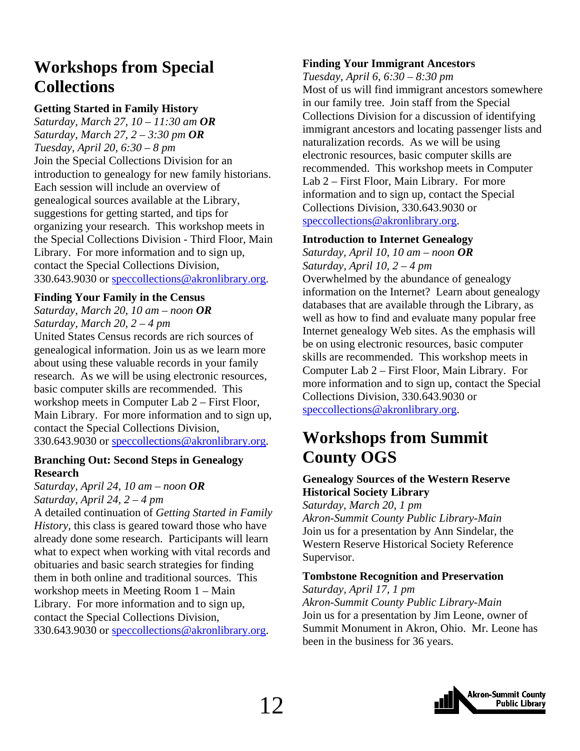# Workshops from Special Collections

### Getting Started in Family History

*Saturday, March 27, 10 – 11:30 am* ***OR***
*Saturday, March 27, 2 – 3:30 pm* ***OR***
*Tuesday, April 20, 6:30 – 8 pm*

Join the Special Collections Division for an introduction to genealogy for new family historians. Each session will include an overview of genealogical sources available at the Library, suggestions for getting started, and tips for organizing your research. This workshop meets in the Special Collections Division - Third Floor, Main Library. For more information and to sign up, contact the Special Collections Division, 330.643.9030 or speccollections@akronlibrary.org.

### Finding Your Family in the Census

*Saturday, March 20, 10 am – noon* ***OR***
*Saturday, March 20, 2 – 4 pm*

United States Census records are rich sources of genealogical information. Join us as we learn more about using these valuable records in your family research. As we will be using electronic resources, basic computer skills are recommended. This workshop meets in Computer Lab 2 – First Floor, Main Library. For more information and to sign up, contact the Special Collections Division, 330.643.9030 or speccollections@akronlibrary.org.

### Branching Out: Second Steps in Genealogy Research

*Saturday, April 24, 10 am – noon* ***OR***
*Saturday, April 24, 2 – 4 pm*

A detailed continuation of *Getting Started in Family History*, this class is geared toward those who have already done some research. Participants will learn what to expect when working with vital records and obituaries and basic search strategies for finding them in both online and traditional sources. This workshop meets in Meeting Room 1 – Main Library. For more information and to sign up, contact the Special Collections Division, 330.643.9030 or speccollections@akronlibrary.org.

### Finding Your Immigrant Ancestors

*Tuesday, April 6, 6:30 – 8:30 pm*

Most of us will find immigrant ancestors somewhere in our family tree. Join staff from the Special Collections Division for a discussion of identifying immigrant ancestors and locating passenger lists and naturalization records. As we will be using electronic resources, basic computer skills are recommended. This workshop meets in Computer Lab 2 – First Floor, Main Library. For more information and to sign up, contact the Special Collections Division, 330.643.9030 or speccollections@akronlibrary.org.

### Introduction to Internet Genealogy

*Saturday, April 10, 10 am – noon* ***OR***
*Saturday, April 10, 2 – 4 pm*

Overwhelmed by the abundance of genealogy information on the Internet? Learn about genealogy databases that are available through the Library, as well as how to find and evaluate many popular free Internet genealogy Web sites. As the emphasis will be on using electronic resources, basic computer skills are recommended. This workshop meets in Computer Lab 2 – First Floor, Main Library. For more information and to sign up, contact the Special Collections Division, 330.643.9030 or speccollections@akronlibrary.org.

# Workshops from Summit County OGS

### Genealogy Sources of the Western Reserve Historical Society Library

*Saturday, March 20, 1 pm*
*Akron-Summit County Public Library-Main*

Join us for a presentation by Ann Sindelar, the Western Reserve Historical Society Reference Supervisor.

### Tombstone Recognition and Preservation

*Saturday, April 17, 1 pm*
*Akron-Summit County Public Library-Main*

Join us for a presentation by Jim Leone, owner of Summit Monument in Akron, Ohio. Mr. Leone has been in the business for 36 years.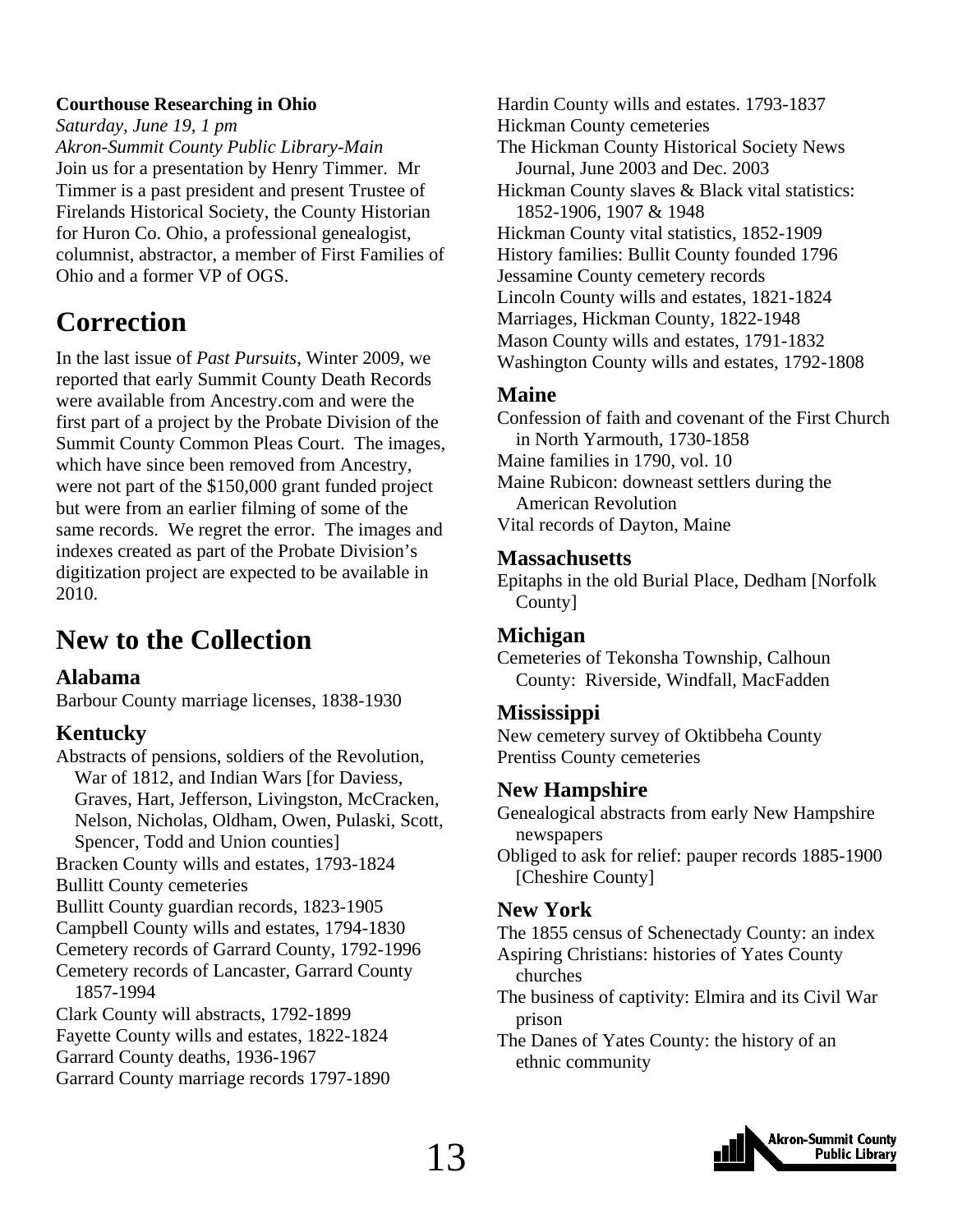**Courthouse Researching in Ohio**

*Saturday, June 19, 1 pm*

*Akron-Summit County Public Library-Main*

Join us for a presentation by Henry Timmer. Mr Timmer is a past president and present Trustee of Firelands Historical Society, the County Historian for Huron Co. Ohio, a professional genealogist, columnist, abstractor, a member of First Families of Ohio and a former VP of OGS.

## Correction

In the last issue of *Past Pursuits*, Winter 2009, we reported that early Summit County Death Records were available from Ancestry.com and were the first part of a project by the Probate Division of the Summit County Common Pleas Court. The images, which have since been removed from Ancestry, were not part of the $150,000 grant funded project but were from an earlier filming of some of the same records. We regret the error. The images and indexes created as part of the Probate Division's digitization project are expected to be available in 2010.

## New to the Collection

### Alabama

Barbour County marriage licenses, 1838-1930

### Kentucky

Abstracts of pensions, soldiers of the Revolution, War of 1812, and Indian Wars [for Daviess, Graves, Hart, Jefferson, Livingston, McCracken, Nelson, Nicholas, Oldham, Owen, Pulaski, Scott, Spencer, Todd and Union counties]

Bracken County wills and estates, 1793-1824

Bullitt County cemeteries

Bullitt County guardian records, 1823-1905

Campbell County wills and estates, 1794-1830

Cemetery records of Garrard County, 1792-1996

Cemetery records of Lancaster, Garrard County 1857-1994

Clark County will abstracts, 1792-1899

Fayette County wills and estates, 1822-1824

Garrard County deaths, 1936-1967

Garrard County marriage records 1797-1890

Hardin County wills and estates. 1793-1837

Hickman County cemeteries

The Hickman County Historical Society News Journal, June 2003 and Dec. 2003

Hickman County slaves & Black vital statistics: 1852-1906, 1907 & 1948

Hickman County vital statistics, 1852-1909

History families: Bullit County founded 1796

Jessamine County cemetery records

Lincoln County wills and estates, 1821-1824

Marriages, Hickman County, 1822-1948

Mason County wills and estates, 1791-1832

Washington County wills and estates, 1792-1808

### Maine

Confession of faith and covenant of the First Church in North Yarmouth, 1730-1858

Maine families in 1790, vol. 10

Maine Rubicon: downeast settlers during the American Revolution

Vital records of Dayton, Maine

### Massachusetts

Epitaphs in the old Burial Place, Dedham [Norfolk County]

### Michigan

Cemeteries of Tekonsha Township, Calhoun County: Riverside, Windfall, MacFadden

### Mississippi

New cemetery survey of Oktibbeha County

Prentiss County cemeteries

### New Hampshire

Genealogical abstracts from early New Hampshire newspapers

Obliged to ask for relief: pauper records 1885-1900 [Cheshire County]

### New York

The 1855 census of Schenectady County: an index

Aspiring Christians: histories of Yates County churches

The business of captivity: Elmira and its Civil War prison

The Danes of Yates County: the history of an ethnic community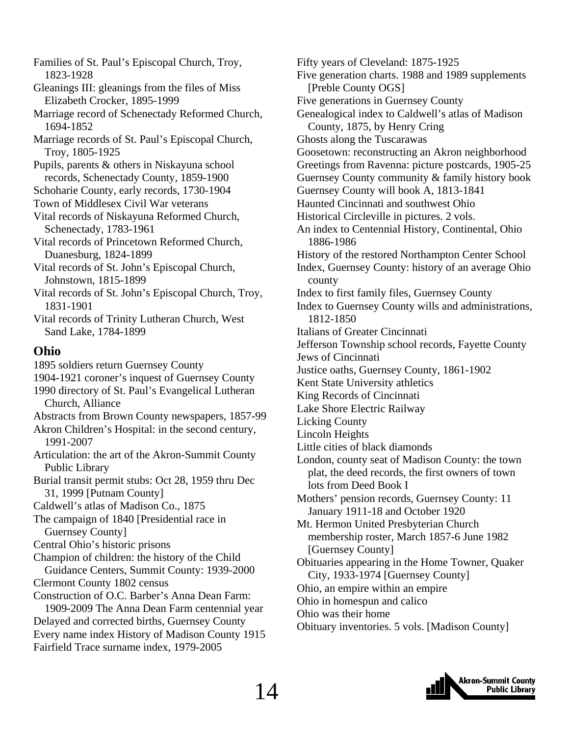Families of St. Paul's Episcopal Church, Troy, 1823-1928

Gleanings III: gleanings from the files of Miss Elizabeth Crocker, 1895-1999

Marriage record of Schenectady Reformed Church, 1694-1852

Marriage records of St. Paul's Episcopal Church, Troy, 1805-1925

Pupils, parents & others in Niskayuna school records, Schenectady County, 1859-1900

Schoharie County, early records, 1730-1904

Town of Middlesex Civil War veterans

Vital records of Niskayuna Reformed Church, Schenectady, 1783-1961

Vital records of Princetown Reformed Church, Duanesburg, 1824-1899

Vital records of St. John's Episcopal Church, Johnstown, 1815-1899

Vital records of St. John's Episcopal Church, Troy, 1831-1901

Vital records of Trinity Lutheran Church, West Sand Lake, 1784-1899

## Ohio

1895 soldiers return Guernsey County

1904-1921 coroner's inquest of Guernsey County

1990 directory of St. Paul's Evangelical Lutheran Church, Alliance

Abstracts from Brown County newspapers, 1857-99

Akron Children's Hospital: in the second century, 1991-2007

Articulation: the art of the Akron-Summit County Public Library

Burial transit permit stubs: Oct 28, 1959 thru Dec 31, 1999 [Putnam County]

Caldwell's atlas of Madison Co., 1875

The campaign of 1840 [Presidential race in Guernsey County]

Central Ohio's historic prisons

Champion of children: the history of the Child Guidance Centers, Summit County: 1939-2000

Clermont County 1802 census

Construction of O.C. Barber's Anna Dean Farm: 1909-2009 The Anna Dean Farm centennial year

Delayed and corrected births, Guernsey County

Every name index History of Madison County 1915

Fairfield Trace surname index, 1979-2005

Fifty years of Cleveland: 1875-1925

Five generation charts. 1988 and 1989 supplements [Preble County OGS]

Five generations in Guernsey County

Genealogical index to Caldwell's atlas of Madison County, 1875, by Henry Cring

Ghosts along the Tuscarawas

Goosetown: reconstructing an Akron neighborhood

Greetings from Ravenna: picture postcards, 1905-25

Guernsey County community & family history book

Guernsey County will book A, 1813-1841

Haunted Cincinnati and southwest Ohio

Historical Circleville in pictures. 2 vols.

An index to Centennial History, Continental, Ohio 1886-1986

History of the restored Northampton Center School

Index, Guernsey County: history of an average Ohio county

Index to first family files, Guernsey County

Index to Guernsey County wills and administrations, 1812-1850

Italians of Greater Cincinnati

Jefferson Township school records, Fayette County

Jews of Cincinnati

Justice oaths, Guernsey County, 1861-1902

Kent State University athletics

King Records of Cincinnati

Lake Shore Electric Railway

Licking County

Lincoln Heights

Little cities of black diamonds

London, county seat of Madison County: the town plat, the deed records, the first owners of town lots from Deed Book I

Mothers' pension records, Guernsey County: 11 January 1911-18 and October 1920

Mt. Hermon United Presbyterian Church membership roster, March 1857-6 June 1982 [Guernsey County]

Obituaries appearing in the Home Towner, Quaker City, 1933-1974 [Guernsey County]

Ohio, an empire within an empire

Ohio in homespun and calico

Ohio was their home

Obituary inventories. 5 vols. [Madison County]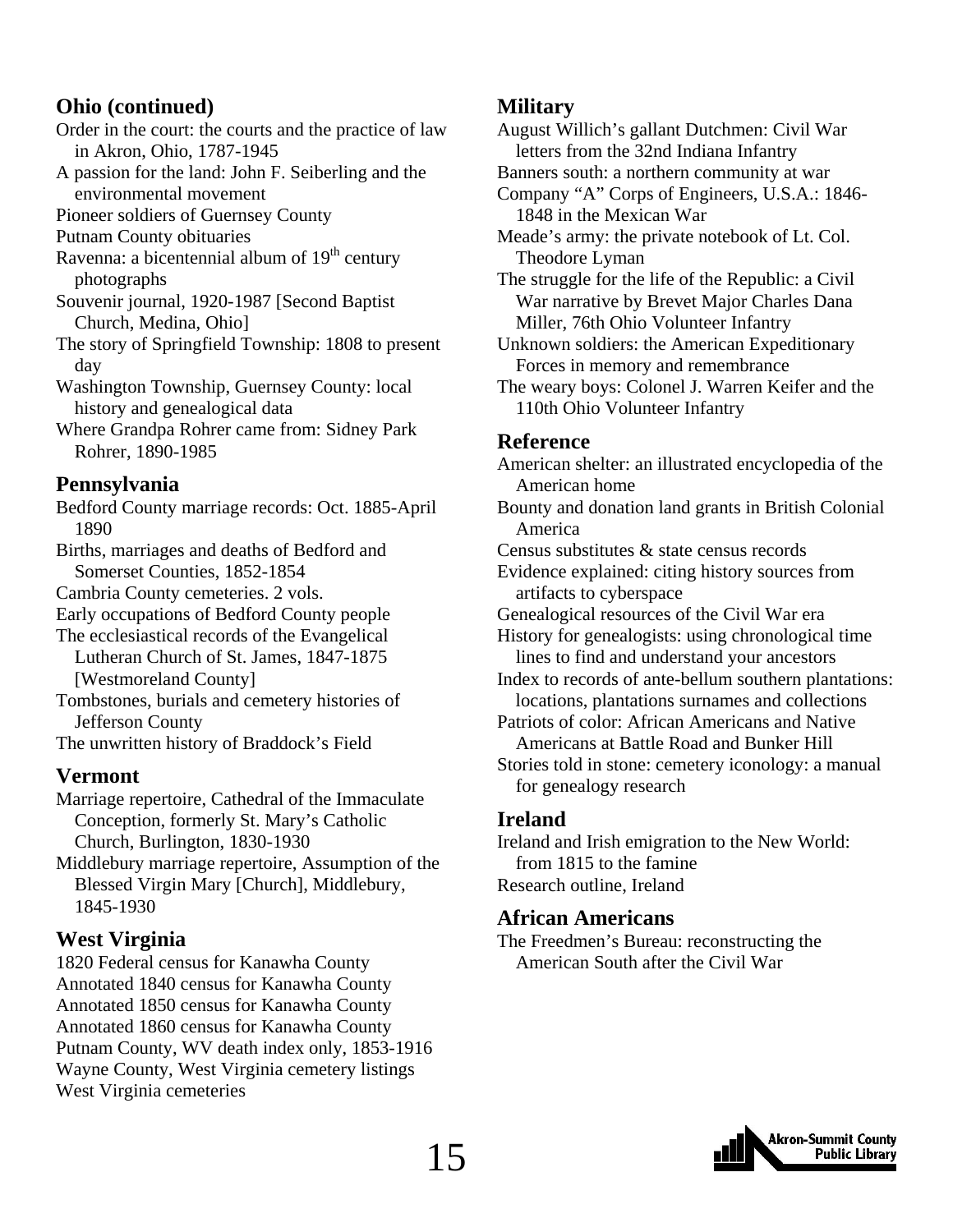## Ohio (continued)

Order in the court: the courts and the practice of law in Akron, Ohio, 1787-1945

A passion for the land: John F. Seiberling and the environmental movement

Pioneer soldiers of Guernsey County

Putnam County obituaries

Ravenna: a bicentennial album of $19^{th}$ century photographs

Souvenir journal, 1920-1987 [Second Baptist Church, Medina, Ohio]

The story of Springfield Township: 1808 to present day

Washington Township, Guernsey County: local history and genealogical data

Where Grandpa Rohrer came from: Sidney Park Rohrer, 1890-1985

## Pennsylvania

Bedford County marriage records: Oct. 1885-April 1890

Births, marriages and deaths of Bedford and Somerset Counties, 1852-1854

Cambria County cemeteries. 2 vols.

Early occupations of Bedford County people

The ecclesiastical records of the Evangelical Lutheran Church of St. James, 1847-1875 [Westmoreland County]

Tombstones, burials and cemetery histories of Jefferson County

The unwritten history of Braddock's Field

## Vermont

Marriage repertoire, Cathedral of the Immaculate Conception, formerly St. Mary's Catholic Church, Burlington, 1830-1930

Middlebury marriage repertoire, Assumption of the Blessed Virgin Mary [Church], Middlebury, 1845-1930

## West Virginia

1820 Federal census for Kanawha County

Annotated 1840 census for Kanawha County

Annotated 1850 census for Kanawha County

Annotated 1860 census for Kanawha County

Putnam County, WV death index only, 1853-1916

Wayne County, West Virginia cemetery listings

West Virginia cemeteries

## Military

August Willich's gallant Dutchmen: Civil War letters from the 32nd Indiana Infantry

Banners south: a northern community at war

Company "A" Corps of Engineers, U.S.A.: 1846-1848 in the Mexican War

Meade's army: the private notebook of Lt. Col. Theodore Lyman

The struggle for the life of the Republic: a Civil War narrative by Brevet Major Charles Dana Miller, 76th Ohio Volunteer Infantry

Unknown soldiers: the American Expeditionary Forces in memory and remembrance

The weary boys: Colonel J. Warren Keifer and the 110th Ohio Volunteer Infantry

## Reference

American shelter: an illustrated encyclopedia of the American home

Bounty and donation land grants in British Colonial America

Census substitutes & state census records

Evidence explained: citing history sources from artifacts to cyberspace

Genealogical resources of the Civil War era

History for genealogists: using chronological time lines to find and understand your ancestors

Index to records of ante-bellum southern plantations: locations, plantations surnames and collections

Patriots of color: African Americans and Native Americans at Battle Road and Bunker Hill

Stories told in stone: cemetery iconology: a manual for genealogy research

## Ireland

Ireland and Irish emigration to the New World: from 1815 to the famine

Research outline, Ireland

## African Americans

The Freedmen's Bureau: reconstructing the American South after the Civil War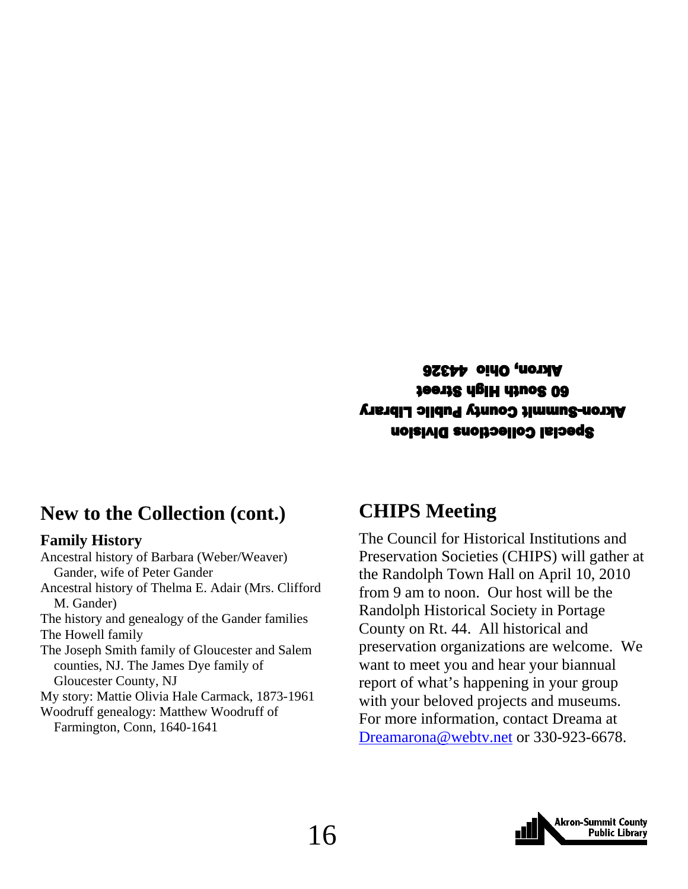Special Collections Division
Akron-Summit County Public Library
60 South High Street
Akron, Ohio 44326

## New to the Collection (cont.)

### Family History

Ancestral history of Barbara (Weber/Weaver) Gander, wife of Peter Gander

Ancestral history of Thelma E. Adair (Mrs. Clifford M. Gander)

The history and genealogy of the Gander families

The Howell family

The Joseph Smith family of Gloucester and Salem counties, NJ. The James Dye family of Gloucester County, NJ

My story: Mattie Olivia Hale Carmack, 1873-1961

Woodruff genealogy: Matthew Woodruff of Farmington, Conn, 1640-1641

## CHIPS Meeting

The Council for Historical Institutions and Preservation Societies (CHIPS) will gather at the Randolph Town Hall on April 10, 2010 from 9 am to noon. Our host will be the Randolph Historical Society in Portage County on Rt. 44. All historical and preservation organizations are welcome. We want to meet you and hear your biannual report of what's happening in your group with your beloved projects and museums. For more information, contact Dreama at Dreamarona@webtv.net or 330-923-6678.

Akron-Summit County Public Library